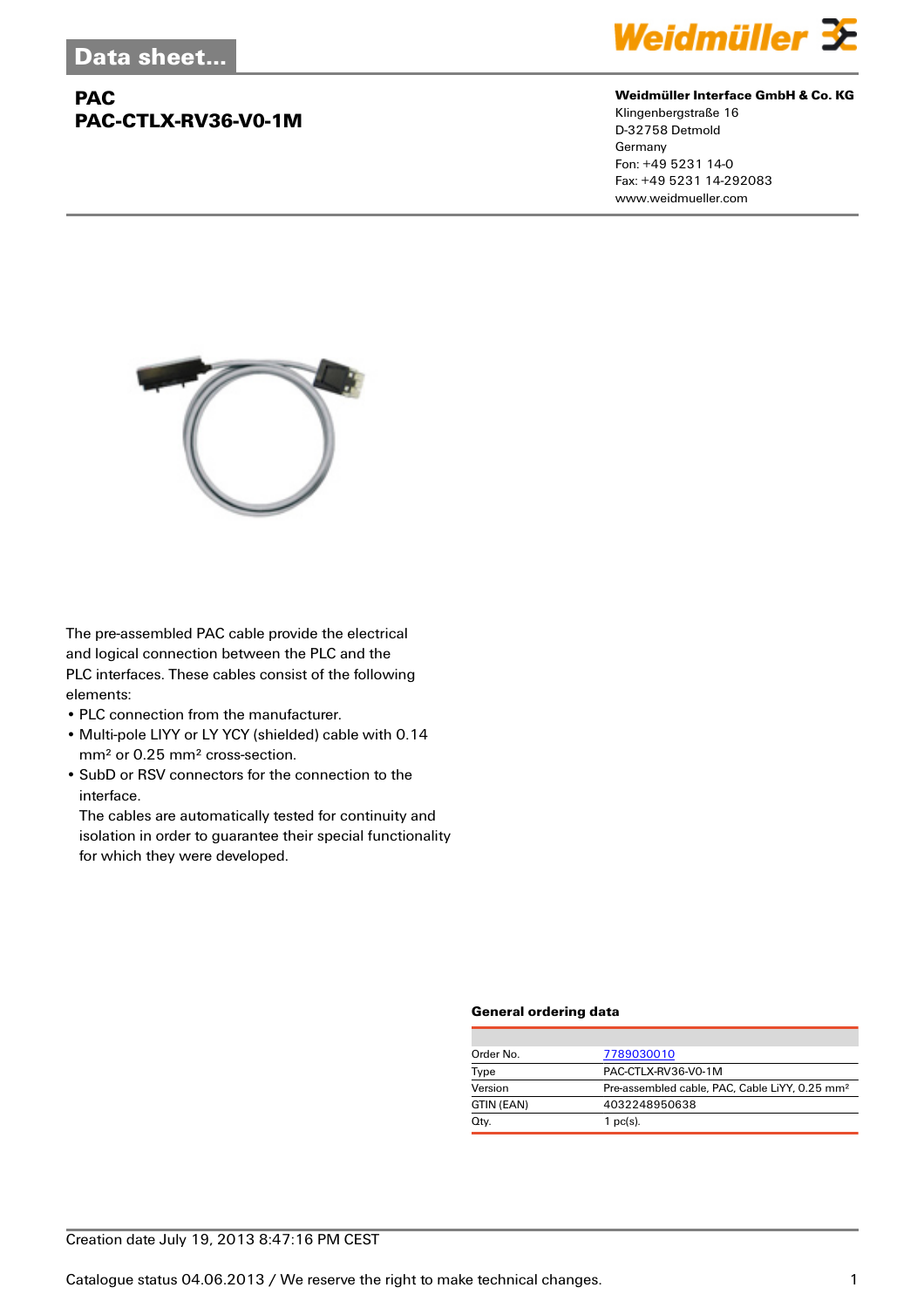Data sheet...

# PAC
# PAC-CTLX-RV36-V0-1M

**Weidmüller Interface GmbH & Co. KG**
Klingenbergstraße 16
D-32758 Detmold
Germany
Fon: +49 5231 14-0
Fax: +49 5231 14-292083
www.weidmueller.com

The pre-assembled PAC cable provide the electrical and logical connection between the PLC and the PLC interfaces. These cables consist of the following elements:

- PLC connection from the manufacturer.
- Multi-pole LIYY or LY YCY (shielded) cable with 0.14 mm² or 0.25 mm² cross-section.
- SubD or RSV connectors for the connection to the interface.
  The cables are automatically tested for continuity and isolation in order to guarantee their special functionality for which they were developed.

### General ordering data

| | |
|---|---|
| Order No. | 7789030010 |
| Type | PAC-CTLX-RV36-V0-1M |
| Version | Pre-assembled cable, PAC, Cable LiYY, 0.25 mm² |
| GTIN (EAN) | 4032248950638 |
| Qty. | 1 pc(s). |

Creation date July 19, 2013 8:47:16 PM CEST

Catalogue status 04.06.2013 / We reserve the right to make technical changes.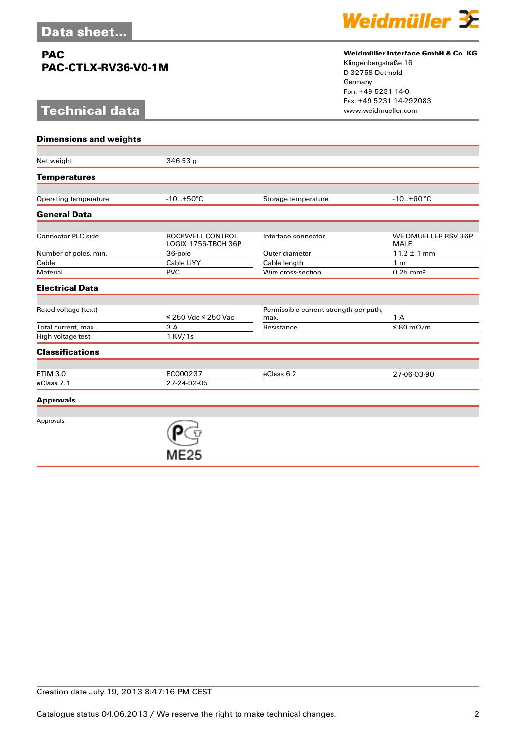Data sheet...

# PAC
## PAC-CTLX-RV36-V0-1M

**Weidmüller Interface GmbH & Co. KG**
Klingenbergstraße 16
D-32758 Detmold
Germany
Fon: +49 5231 14-0
Fax: +49 5231 14-292083
www.weidmueller.com

# Technical data

### Dimensions and weights

| | | | |
|---|---|---|---|
| Net weight | 346.53 g | | |

### Temperatures

| | | | |
|---|---|---|---|
| Operating temperature | -10...+50°C | Storage temperature | -10...+60 °C |

### General Data

| | | | |
|---|---|---|---|
| Connector PLC side | ROCKWELL CONTROL LOGIX 1756-TBCH 36P | Interface connector | WEIDMUELLER RSV 36P MALE |
| Number of poles, min. | 36-pole | Outer diameter | 11.2 ± 1 mm |
| Cable | Cable LiYY | Cable length | 1 m |
| Material | PVC | Wire cross-section | 0.25 mm² |

### Electrical Data

| | | | |
|---|---|---|---|
| Rated voltage (text) | ≤ 250 Vdc ≤ 250 Vac | Permissible current strength per path, max. | 1 A |
| Total current, max. | 3 A | Resistance | ≤ 80 mΩ/m |
| High voltage test | 1 KV/1s | | |

### Classifications

| | | | |
|---|---|---|---|
| ETIM 3.0 | EC000237 | eClass 6.2 | 27-06-03-90 |
| eClass 7.1 | 27-24-92-05 | | |

### Approvals

Approvals

ME25

Creation date July 19, 2013 8:47:16 PM CEST

Catalogue status 04.06.2013 / We reserve the right to make technical changes.